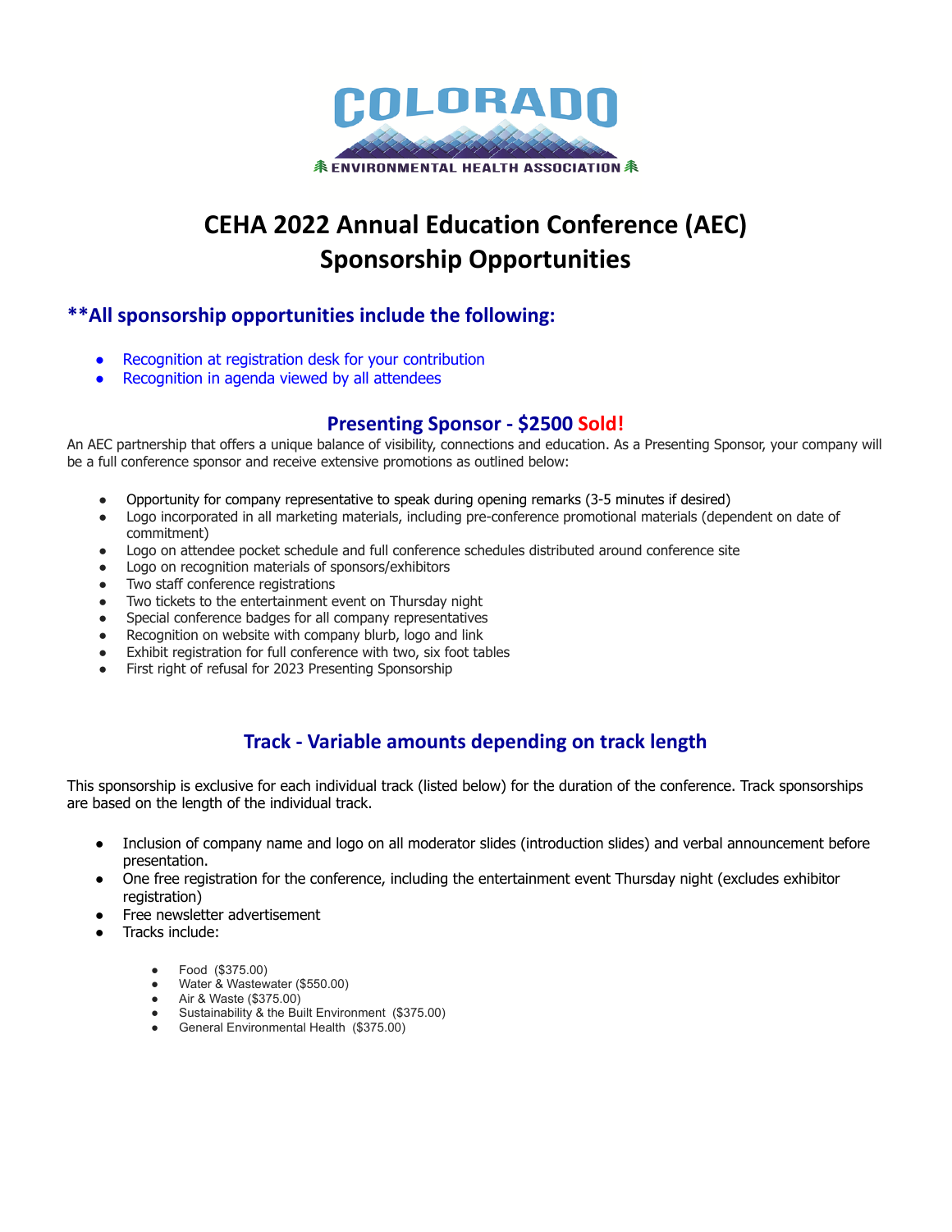COLORADO

ENVIRONMENTAL HEALTH ASSOCIATION

# CEHA 2022 Annual Education Conference (AEC) Sponsorship Opportunities

## **All sponsorship opportunities include the following:

- Recognition at registration desk for your contribution
- Recognition in agenda viewed by all attendees

## Presenting Sponsor - $2500 Sold!

An AEC partnership that offers a unique balance of visibility, connections and education. As a Presenting Sponsor, your company will be a full conference sponsor and receive extensive promotions as outlined below:

- Opportunity for company representative to speak during opening remarks (3-5 minutes if desired)
- Logo incorporated in all marketing materials, including pre-conference promotional materials (dependent on date of commitment)
- Logo on attendee pocket schedule and full conference schedules distributed around conference site
- Logo on recognition materials of sponsors/exhibitors
- Two staff conference registrations
- Two tickets to the entertainment event on Thursday night
- Special conference badges for all company representatives
- Recognition on website with company blurb, logo and link
- Exhibit registration for full conference with two, six foot tables
- First right of refusal for 2023 Presenting Sponsorship

## Track - Variable amounts depending on track length

This sponsorship is exclusive for each individual track (listed below) for the duration of the conference. Track sponsorships are based on the length of the individual track.

- Inclusion of company name and logo on all moderator slides (introduction slides) and verbal announcement before presentation.
- One free registration for the conference, including the entertainment event Thursday night (excludes exhibitor registration)
- Free newsletter advertisement
- Tracks include:
  - Food ($375.00)
  - Water & Wastewater ($550.00)
  - Air & Waste ($375.00)
  - Sustainability & the Built Environment ($375.00)
  - General Environmental Health ($375.00)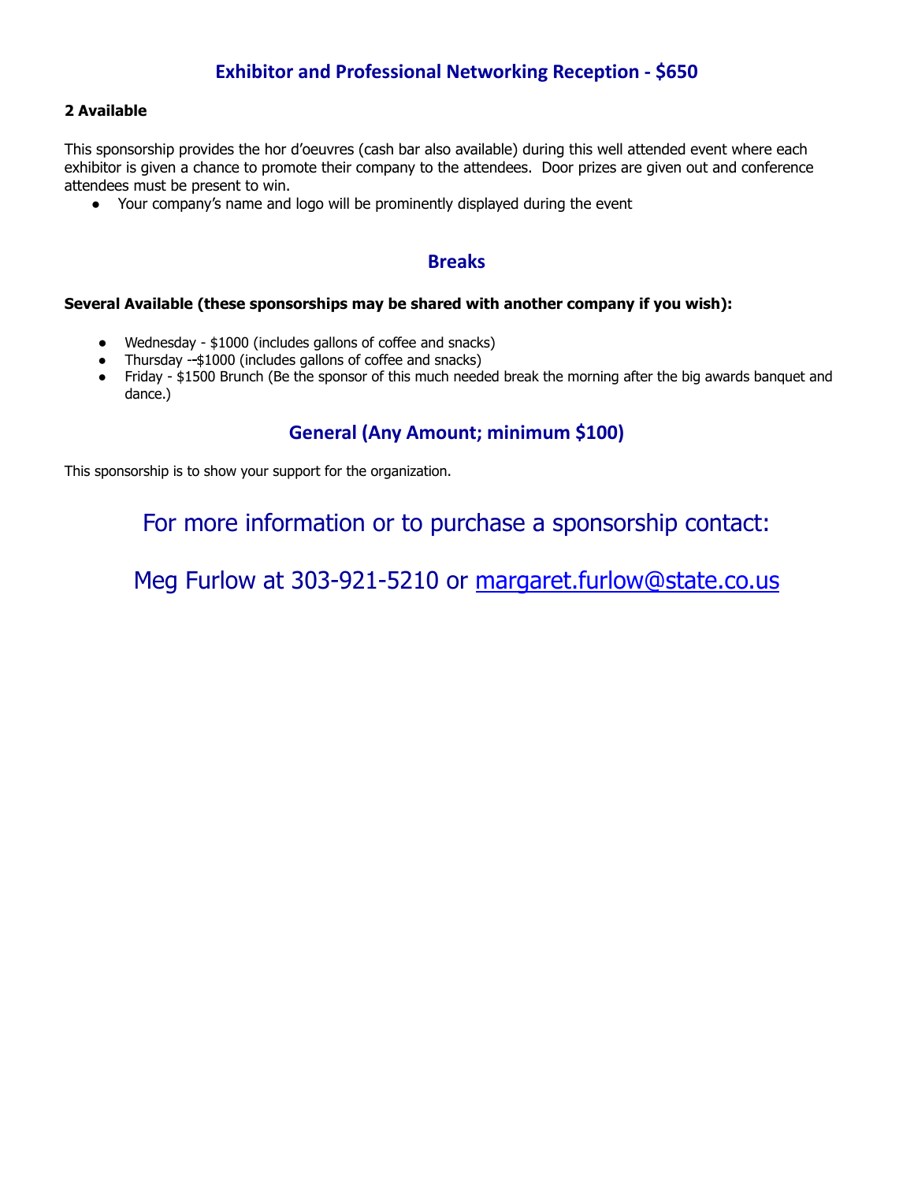## Exhibitor and Professional Networking Reception - $650

**2 Available**

This sponsorship provides the hor d'oeuvres (cash bar also available) during this well attended event where each exhibitor is given a chance to promote their company to the attendees. Door prizes are given out and conference attendees must be present to win.

- Your company's name and logo will be prominently displayed during the event

## Breaks

**Several Available (these sponsorships may be shared with another company if you wish):**

- Wednesday - $1000 (includes gallons of coffee and snacks)
- Thursday --$1000 (includes gallons of coffee and snacks)
- Friday - $1500 Brunch (Be the sponsor of this much needed break the morning after the big awards banquet and dance.)

## General (Any Amount; minimum $100)

This sponsorship is to show your support for the organization.

# For more information or to purchase a sponsorship contact:

# Meg Furlow at 303-921-5210 or margaret.furlow@state.co.us